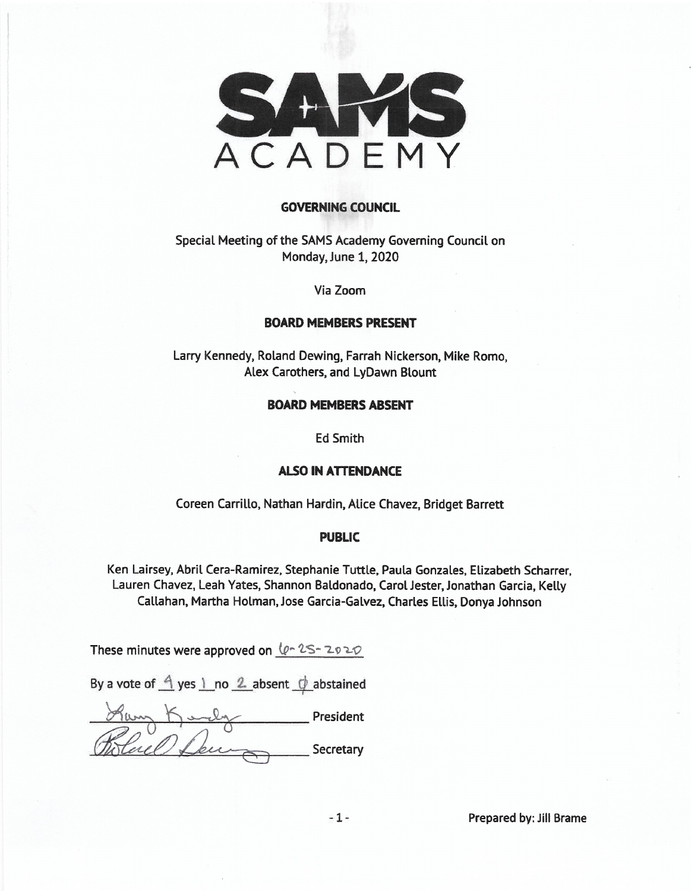# SAMS ACADEMY

## GOVERNING COUNCIL

Special Meeting of the SAMS Academy Governing Council on
Monday, June 1, 2020

Via Zoom

### BOARD MEMBERS PRESENT

Larry Kennedy, Roland Dewing, Farrah Nickerson, Mike Romo,
Alex Carothers, and LyDawn Blount

### BOARD MEMBERS ABSENT

Ed Smith

### ALSO IN ATTENDANCE

Coreen Carrillo, Nathan Hardin, Alice Chavez, Bridget Barrett

### PUBLIC

Ken Lairsey, Abril Cera-Ramirez, Stephanie Tuttle, Paula Gonzales, Elizabeth Scharrer, Lauren Chavez, Leah Yates, Shannon Baldonado, Carol Jester, Jonathan Garcia, Kelly Callahan, Martha Holman, Jose Garcia-Galvez, Charles Ellis, Donya Johnson

These minutes were approved on 6-25-2020

By a vote of 4 yes 1 no 2 absent 0 abstained

Larry Kennedy President

Roland Dewing Secretary

Prepared by: Jill Brame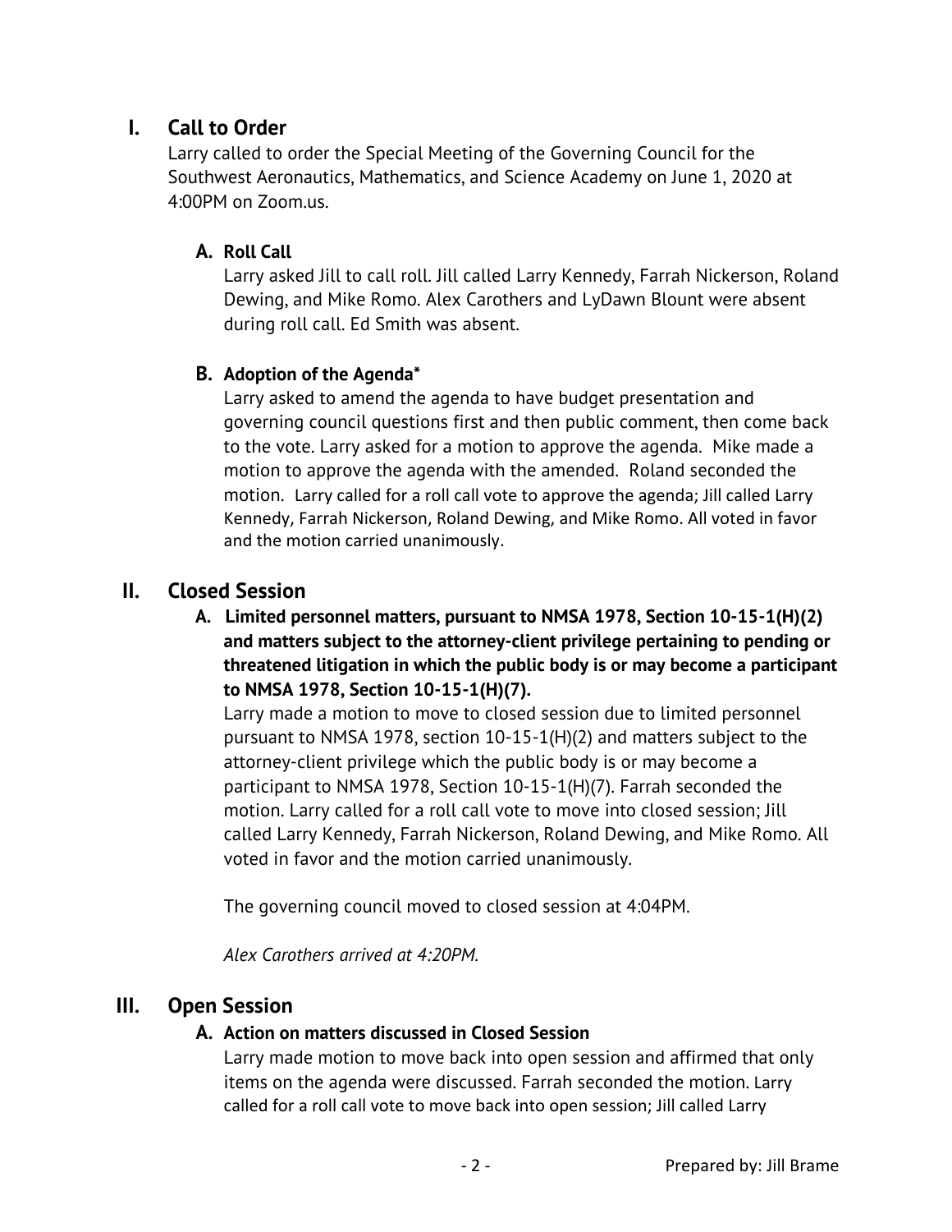## I. Call to Order

Larry called to order the Special Meeting of the Governing Council for the Southwest Aeronautics, Mathematics, and Science Academy on June 1, 2020 at 4:00PM on Zoom.us.

### A. Roll Call

Larry asked Jill to call roll. Jill called Larry Kennedy, Farrah Nickerson, Roland Dewing, and Mike Romo. Alex Carothers and LyDawn Blount were absent during roll call. Ed Smith was absent.

### B. Adoption of the Agenda*

Larry asked to amend the agenda to have budget presentation and governing council questions first and then public comment, then come back to the vote. Larry asked for a motion to approve the agenda. Mike made a motion to approve the agenda with the amended. Roland seconded the motion. Larry called for a roll call vote to approve the agenda; Jill called Larry Kennedy, Farrah Nickerson, Roland Dewing, and Mike Romo. All voted in favor and the motion carried unanimously.

## II. Closed Session

### A. Limited personnel matters, pursuant to NMSA 1978, Section 10-15-1(H)(2) and matters subject to the attorney-client privilege pertaining to pending or threatened litigation in which the public body is or may become a participant to NMSA 1978, Section 10-15-1(H)(7).

Larry made a motion to move to closed session due to limited personnel pursuant to NMSA 1978, section 10-15-1(H)(2) and matters subject to the attorney-client privilege which the public body is or may become a participant to NMSA 1978, Section 10-15-1(H)(7). Farrah seconded the motion. Larry called for a roll call vote to move into closed session; Jill called Larry Kennedy, Farrah Nickerson, Roland Dewing, and Mike Romo. All voted in favor and the motion carried unanimously.

The governing council moved to closed session at 4:04PM.

*Alex Carothers arrived at 4:20PM.*

## III. Open Session

### A. Action on matters discussed in Closed Session

Larry made motion to move back into open session and affirmed that only items on the agenda were discussed. Farrah seconded the motion. Larry called for a roll call vote to move back into open session; Jill called Larry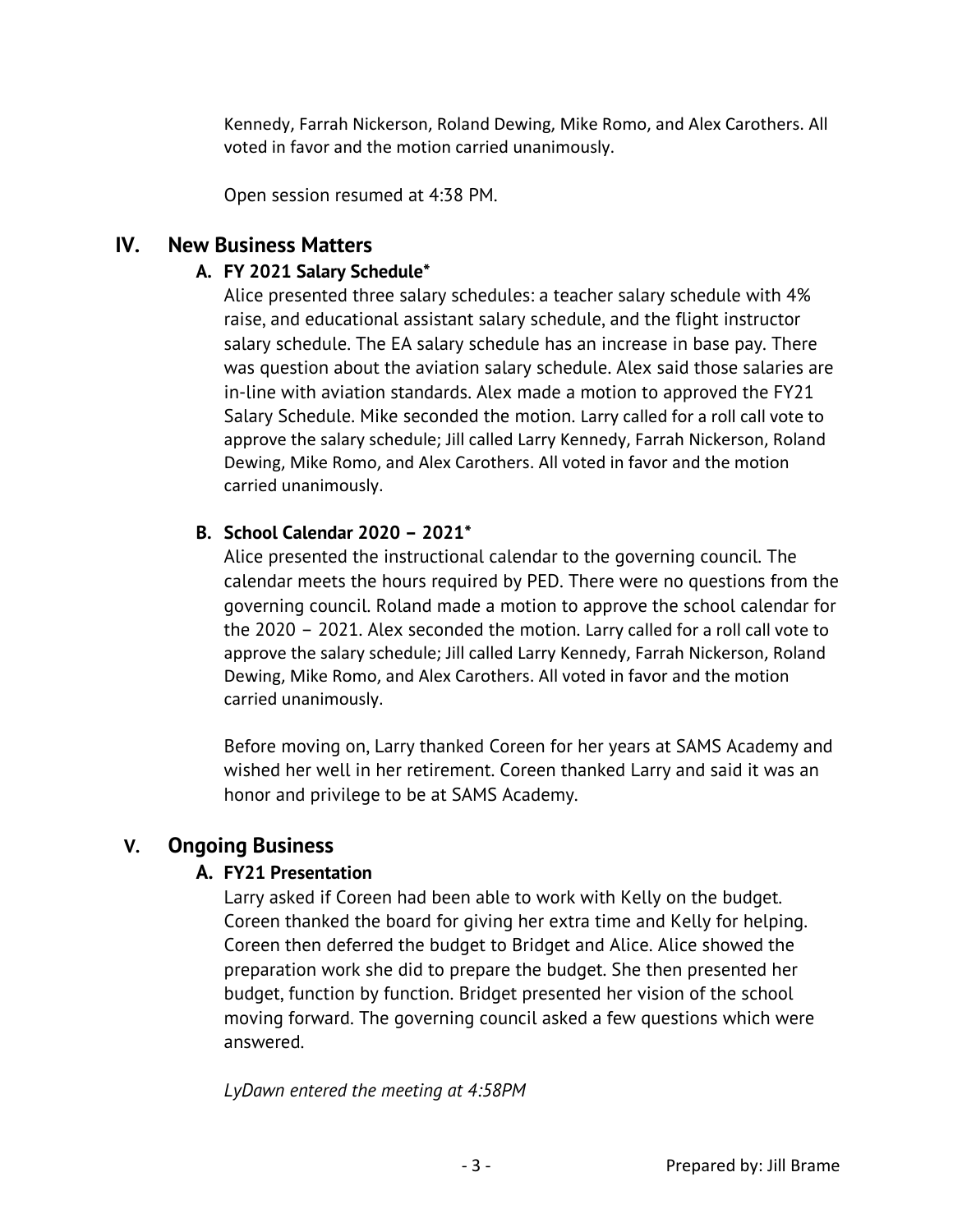Kennedy, Farrah Nickerson, Roland Dewing, Mike Romo, and Alex Carothers. All voted in favor and the motion carried unanimously.

Open session resumed at 4:38 PM.

## IV. New Business Matters

### A. FY 2021 Salary Schedule*

Alice presented three salary schedules: a teacher salary schedule with 4% raise, and educational assistant salary schedule, and the flight instructor salary schedule. The EA salary schedule has an increase in base pay. There was question about the aviation salary schedule. Alex said those salaries are in-line with aviation standards. Alex made a motion to approved the FY21 Salary Schedule. Mike seconded the motion. Larry called for a roll call vote to approve the salary schedule; Jill called Larry Kennedy, Farrah Nickerson, Roland Dewing, Mike Romo, and Alex Carothers. All voted in favor and the motion carried unanimously.

### B. School Calendar 2020 – 2021*

Alice presented the instructional calendar to the governing council. The calendar meets the hours required by PED. There were no questions from the governing council. Roland made a motion to approve the school calendar for the 2020 – 2021. Alex seconded the motion. Larry called for a roll call vote to approve the salary schedule; Jill called Larry Kennedy, Farrah Nickerson, Roland Dewing, Mike Romo, and Alex Carothers. All voted in favor and the motion carried unanimously.

Before moving on, Larry thanked Coreen for her years at SAMS Academy and wished her well in her retirement. Coreen thanked Larry and said it was an honor and privilege to be at SAMS Academy.

## V. Ongoing Business

### A. FY21 Presentation

Larry asked if Coreen had been able to work with Kelly on the budget. Coreen thanked the board for giving her extra time and Kelly for helping. Coreen then deferred the budget to Bridget and Alice. Alice showed the preparation work she did to prepare the budget. She then presented her budget, function by function. Bridget presented her vision of the school moving forward. The governing council asked a few questions which were answered.

*LyDawn entered the meeting at 4:58PM*

Prepared by: Jill Brame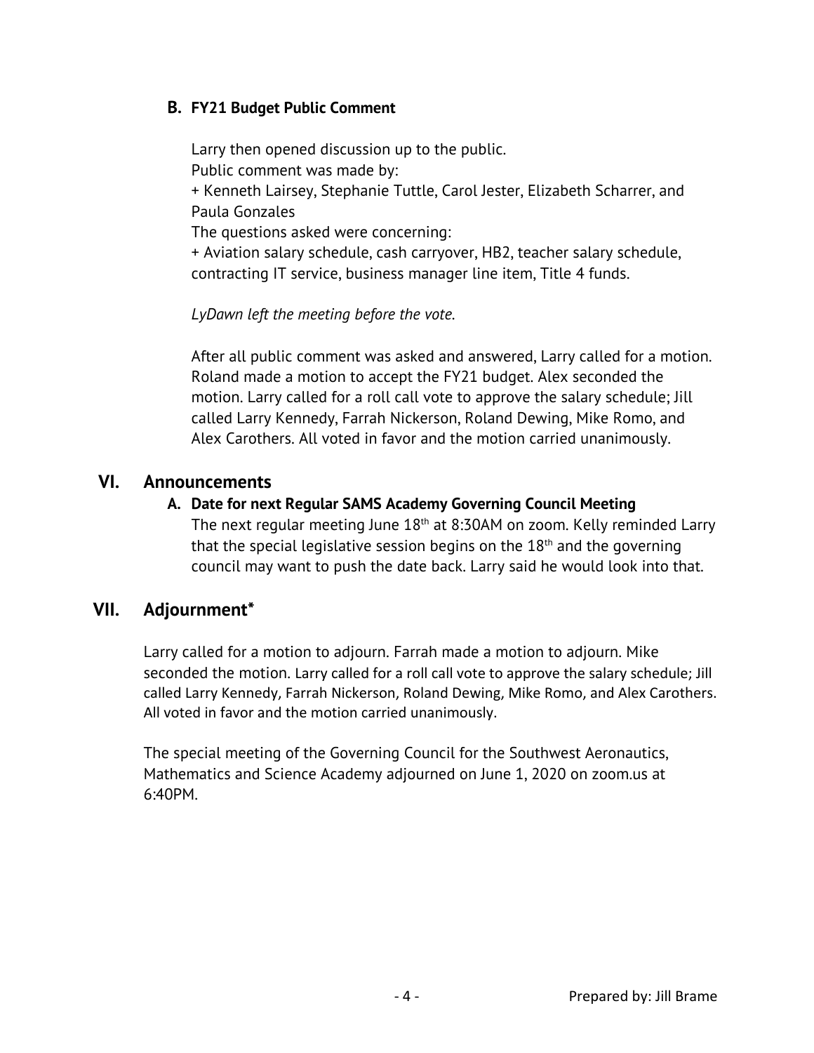### B. FY21 Budget Public Comment

Larry then opened discussion up to the public.
Public comment was made by:
+ Kenneth Lairsey, Stephanie Tuttle, Carol Jester, Elizabeth Scharrer, and Paula Gonzales
The questions asked were concerning:
+ Aviation salary schedule, cash carryover, HB2, teacher salary schedule, contracting IT service, business manager line item, Title 4 funds.

*LyDawn left the meeting before the vote.*

After all public comment was asked and answered, Larry called for a motion. Roland made a motion to accept the FY21 budget. Alex seconded the motion. Larry called for a roll call vote to approve the salary schedule; Jill called Larry Kennedy, Farrah Nickerson, Roland Dewing, Mike Romo, and Alex Carothers. All voted in favor and the motion carried unanimously.

## VI. Announcements

### A. Date for next Regular SAMS Academy Governing Council Meeting

The next regular meeting June 18th at 8:30AM on zoom. Kelly reminded Larry that the special legislative session begins on the 18th and the governing council may want to push the date back. Larry said he would look into that.

## VII. Adjournment*

Larry called for a motion to adjourn. Farrah made a motion to adjourn. Mike seconded the motion. Larry called for a roll call vote to approve the salary schedule; Jill called Larry Kennedy, Farrah Nickerson, Roland Dewing, Mike Romo, and Alex Carothers. All voted in favor and the motion carried unanimously.

The special meeting of the Governing Council for the Southwest Aeronautics, Mathematics and Science Academy adjourned on June 1, 2020 on zoom.us at 6:40PM.

Prepared by: Jill Brame